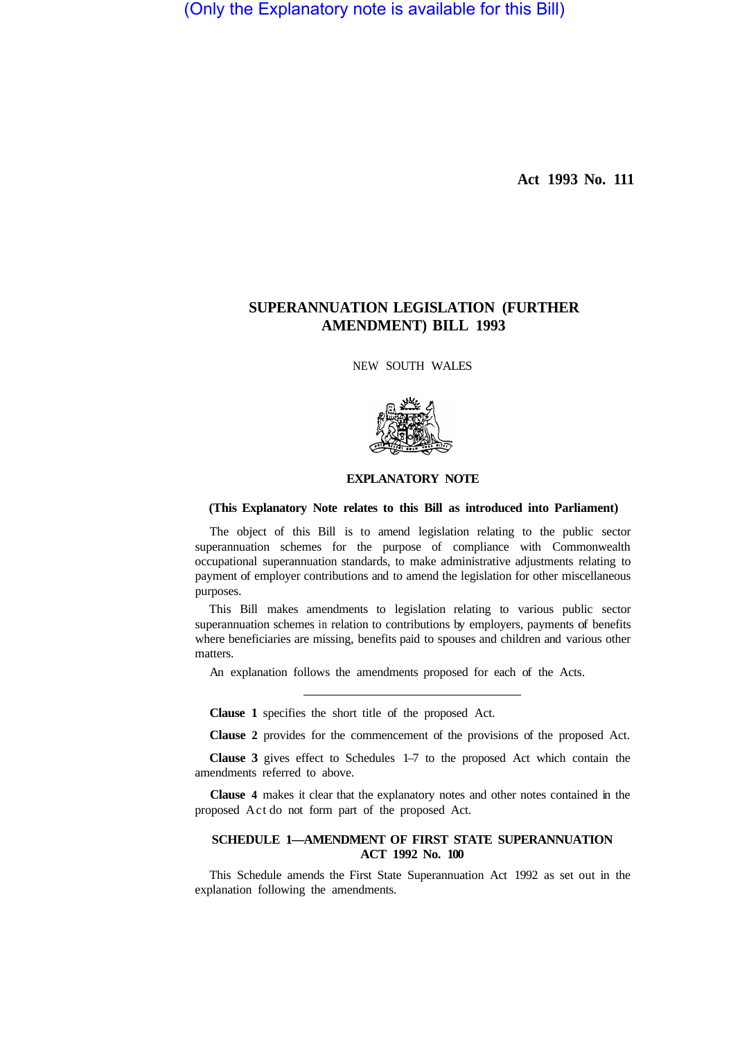(Only the Explanatory note is available for this Bill)

**Act 1993 No. 111**

# SUPERANNUATION LEGISLATION (FURTHER AMENDMENT) BILL 1993

NEW SOUTH WALES

## EXPLANATORY NOTE

**(This Explanatory Note relates to this Bill as introduced into Parliament)**

The object of this Bill is to amend legislation relating to the public sector superannuation schemes for the purpose of compliance with Commonwealth occupational superannuation standards, to make administrative adjustments relating to payment of employer contributions and to amend the legislation for other miscellaneous purposes.

This Bill makes amendments to legislation relating to various public sector superannuation schemes in relation to contributions by employers, payments of benefits where beneficiaries are missing, benefits paid to spouses and children and various other matters.

An explanation follows the amendments proposed for each of the Acts.

---

**Clause 1** specifies the short title of the proposed Act.

**Clause 2** provides for the commencement of the provisions of the proposed Act.

**Clause 3** gives effect to Schedules 1–7 to the proposed Act which contain the amendments referred to above.

**Clause 4** makes it clear that the explanatory notes and other notes contained in the proposed Act do not form part of the proposed Act.

### SCHEDULE 1—AMENDMENT OF FIRST STATE SUPERANNUATION ACT 1992 No. 100

This Schedule amends the First State Superannuation Act 1992 as set out in the explanation following the amendments.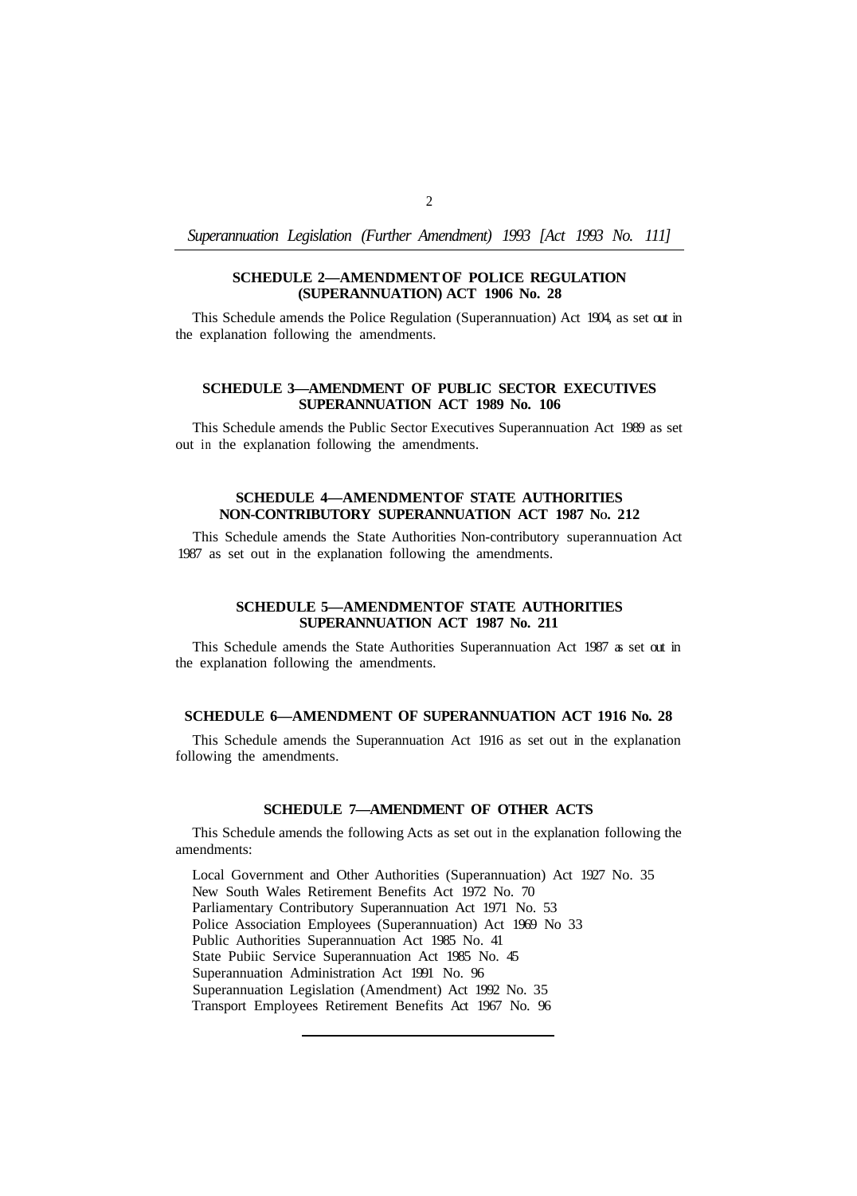## SCHEDULE 2—AMENDMENT OF POLICE REGULATION (SUPERANNUATION) ACT 1906 No. 28

This Schedule amends the Police Regulation (Superannuation) Act 1904, as set out in the explanation following the amendments.

## SCHEDULE 3—AMENDMENT OF PUBLIC SECTOR EXECUTIVES SUPERANNUATION ACT 1989 No. 106

This Schedule amends the Public Sector Executives Superannuation Act 1989 as set out in the explanation following the amendments.

## SCHEDULE 4—AMENDMENT OF STATE AUTHORITIES NON-CONTRIBUTORY SUPERANNUATION ACT 1987 No. 212

This Schedule amends the State Authorities Non-contributory superannuation Act 1987 as set out in the explanation following the amendments.

## SCHEDULE 5—AMENDMENT OF STATE AUTHORITIES SUPERANNUATION ACT 1987 No. 211

This Schedule amends the State Authorities Superannuation Act 1987 as set out in the explanation following the amendments.

## SCHEDULE 6—AMENDMENT OF SUPERANNUATION ACT 1916 No. 28

This Schedule amends the Superannuation Act 1916 as set out in the explanation following the amendments.

## SCHEDULE 7—AMENDMENT OF OTHER ACTS

This Schedule amends the following Acts as set out in the explanation following the amendments:

Local Government and Other Authorities (Superannuation) Act 1927 No. 35
New South Wales Retirement Benefits Act 1972 No. 70
Parliamentary Contributory Superannuation Act 1971 No. 53
Police Association Employees (Superannuation) Act 1969 No 33
Public Authorities Superannuation Act 1985 No. 41
State Pubiic Service Superannuation Act 1985 No. 45
Superannuation Administration Act 1991 No. 96
Superannuation Legislation (Amendment) Act 1992 No. 35
Transport Employees Retirement Benefits Act 1967 No. 96